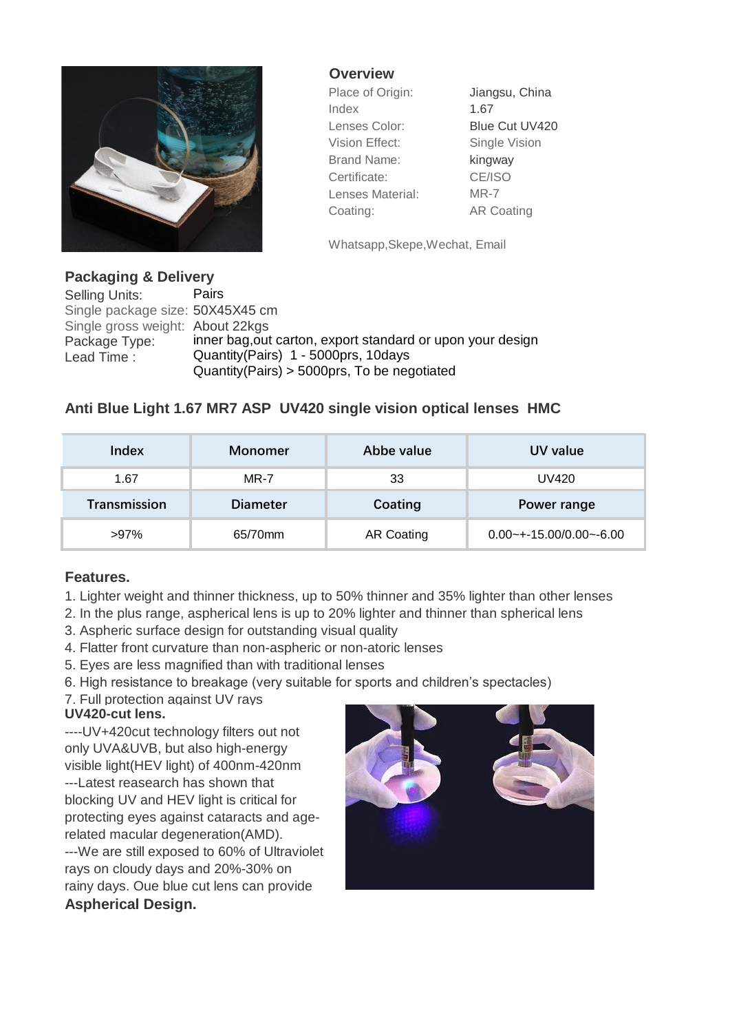## Overview

| | |
|---|---|
| Place of Origin: | Jiangsu, China |
| Index | 1.67 |
| Lenses Color: | Blue Cut UV420 |
| Vision Effect: | Single Vision |
| Brand Name: | kingway |
| Certificate: | CE/ISO |
| Lenses Material: | MR-7 |
| Coating: | AR Coating |

Whatsapp,Skepe,Wechat, Email

## Packaging & Delivery

| | |
|---|---|
| Selling Units: | Pairs |
| Single package size: | 50X45X45 cm |
| Single gross weight: | About 22kgs |
| Package Type: | inner bag,out carton, export standard or upon your design |
| Lead Time : | Quantity(Pairs) 1 - 5000prs, 10days<br>Quantity(Pairs) > 5000prs, To be negotiated |

## Anti Blue Light 1.67 MR7 ASP UV420 single vision optical lenses HMC

| Index | Monomer | Abbe value | UV value |
|---|---|---|---|
| 1.67 | MR-7 | 33 | UV420 |
| **Transmission** | **Diameter** | **Coating** | **Power range** |
| >97% | 65/70mm | AR Coating | 0.00~+-15.00/0.00~-6.00 |

## Features.

1. Lighter weight and thinner thickness, up to 50% thinner and 35% lighter than other lenses
2. In the plus range, aspherical lens is up to 20% lighter and thinner than spherical lens
3. Aspheric surface design for outstanding visual quality
4. Flatter front curvature than non-aspheric or non-atoric lenses
5. Eyes are less magnified than with traditional lenses
6. High resistance to breakage (very suitable for sports and children's spectacles)
7. Full protection against UV rays

**UV420-cut lens.**

----UV+420cut technology filters out not only UVA&UVB, but also high-energy visible light(HEV light) of 400nm-420nm
---Latest reasearch has shown that blocking UV and HEV light is critical for protecting eyes against cataracts and age-related macular degeneration(AMD).
---We are still exposed to 60% of Ultraviolet rays on cloudy days and 20%-30% on rainy days. Oue blue cut lens can provide

**Aspherical Design.**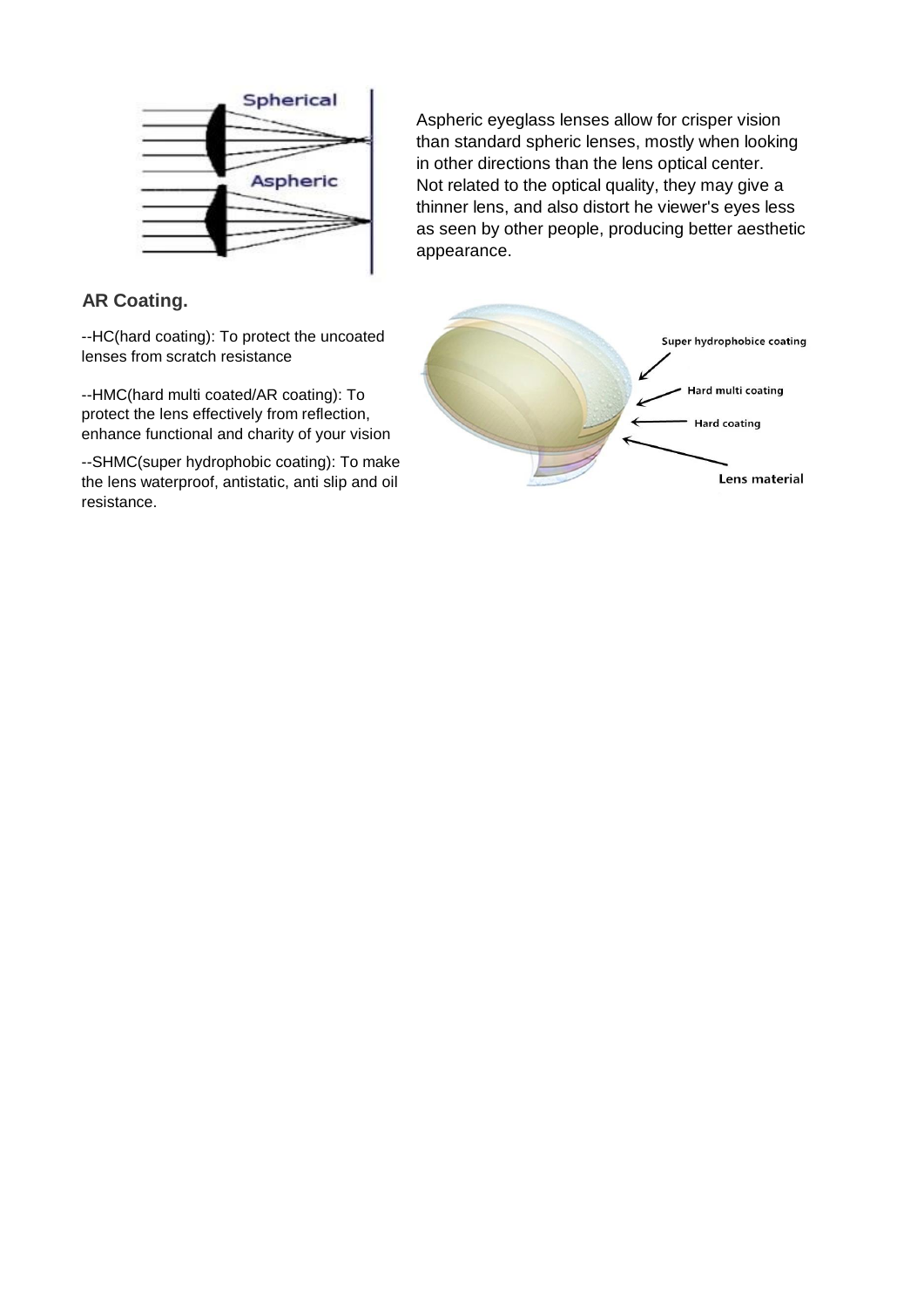Spherical

Aspheric

Aspheric eyeglass lenses allow for crisper vision than standard spheric lenses, mostly when looking in other directions than the lens optical center. Not related to the optical quality, they may give a thinner lens, and also distort he viewer's eyes less as seen by other people, producing better aesthetic appearance.

## AR Coating.

--HC(hard coating): To protect the uncoated lenses from scratch resistance

--HMC(hard multi coated/AR coating): To protect the lens effectively from reflection, enhance functional and charity of your vision

--SHMC(super hydrophobic coating): To make the lens waterproof, antistatic, anti slip and oil resistance.

Super hydrophobice coating

Hard multi coating

Hard coating

Lens material